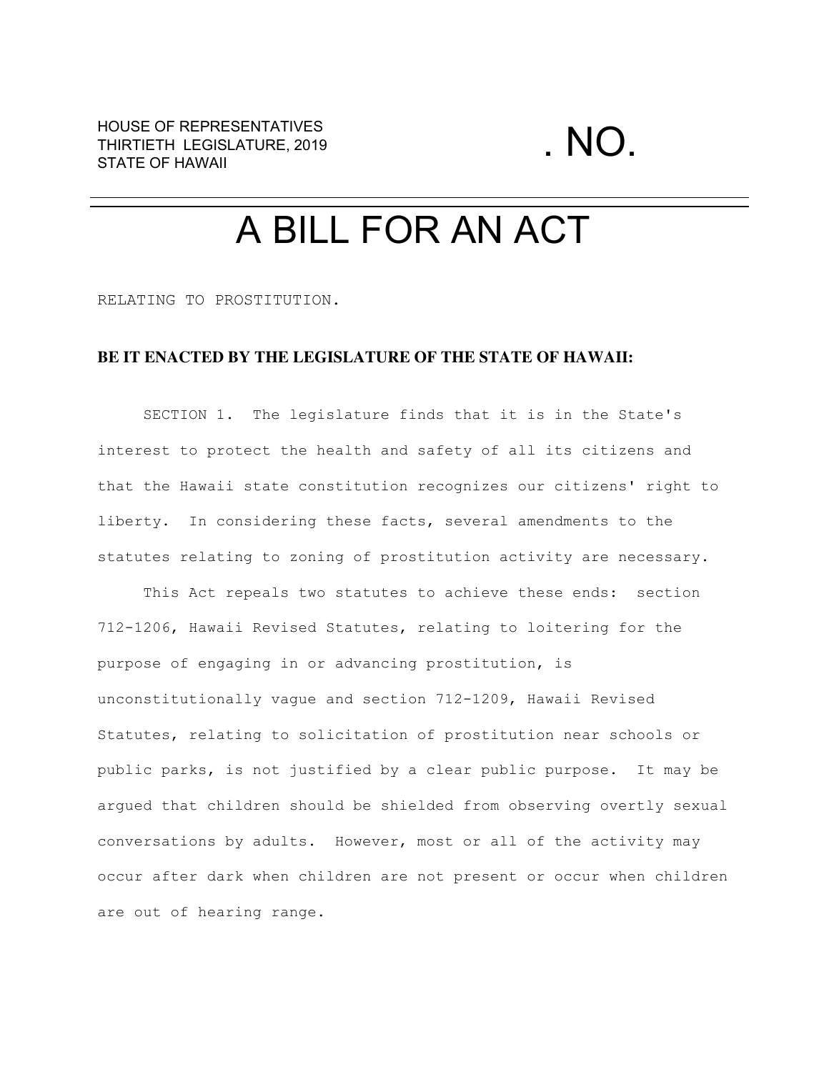HOUSE OF REPRESENTATIVES
THIRTIETH LEGISLATURE, 2019
STATE OF HAWAII

. NO.

# A BILL FOR AN ACT

RELATING TO PROSTITUTION.

**BE IT ENACTED BY THE LEGISLATURE OF THE STATE OF HAWAII:**

SECTION 1. The legislature finds that it is in the State's interest to protect the health and safety of all its citizens and that the Hawaii state constitution recognizes our citizens' right to liberty. In considering these facts, several amendments to the statutes relating to zoning of prostitution activity are necessary.

This Act repeals two statutes to achieve these ends: section 712-1206, Hawaii Revised Statutes, relating to loitering for the purpose of engaging in or advancing prostitution, is unconstitutionally vague and section 712-1209, Hawaii Revised Statutes, relating to solicitation of prostitution near schools or public parks, is not justified by a clear public purpose. It may be argued that children should be shielded from observing overtly sexual conversations by adults. However, most or all of the activity may occur after dark when children are not present or occur when children are out of hearing range.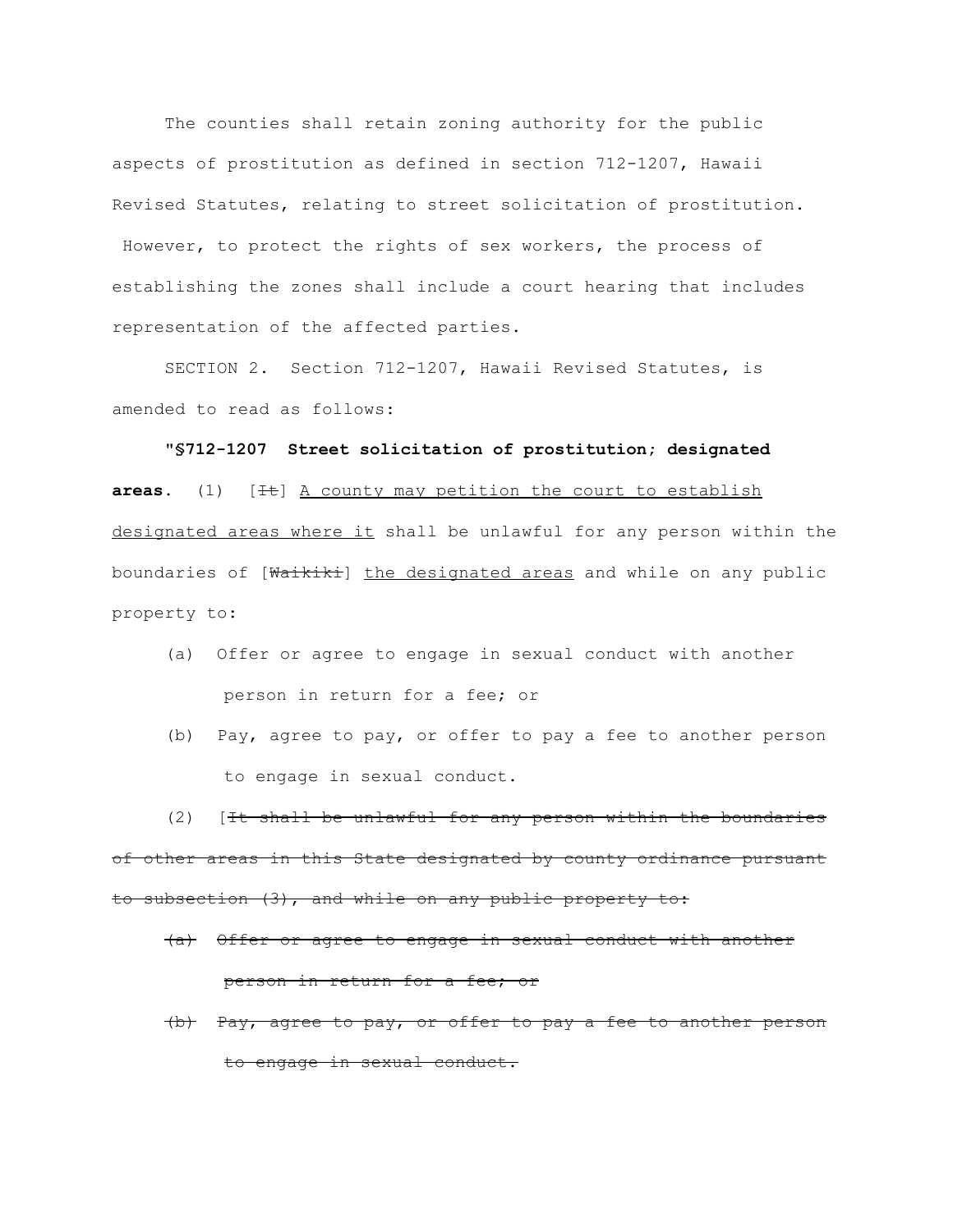The counties shall retain zoning authority for the public aspects of prostitution as defined in section 712-1207, Hawaii Revised Statutes, relating to street solicitation of prostitution. However, to protect the rights of sex workers, the process of establishing the zones shall include a court hearing that includes representation of the affected parties.

SECTION 2. Section 712-1207, Hawaii Revised Statutes, is amended to read as follows:

**"§712-1207 Street solicitation of prostitution; designated areas.** (1) [~~It~~] <u>A county may petition the court to establish designated areas where it</u> shall be unlawful for any person within the boundaries of [~~Waikiki~~] <u>the designated areas</u> and while on any public property to:

(a) Offer or agree to engage in sexual conduct with another person in return for a fee; or

(b) Pay, agree to pay, or offer to pay a fee to another person to engage in sexual conduct.

(2) [~~It shall be unlawful for any person within the boundaries of other areas in this State designated by county ordinance pursuant to subsection (3), and while on any public property to:~~

~~(a) Offer or agree to engage in sexual conduct with another person in return for a fee; or~~

~~(b) Pay, agree to pay, or offer to pay a fee to another person to engage in sexual conduct.~~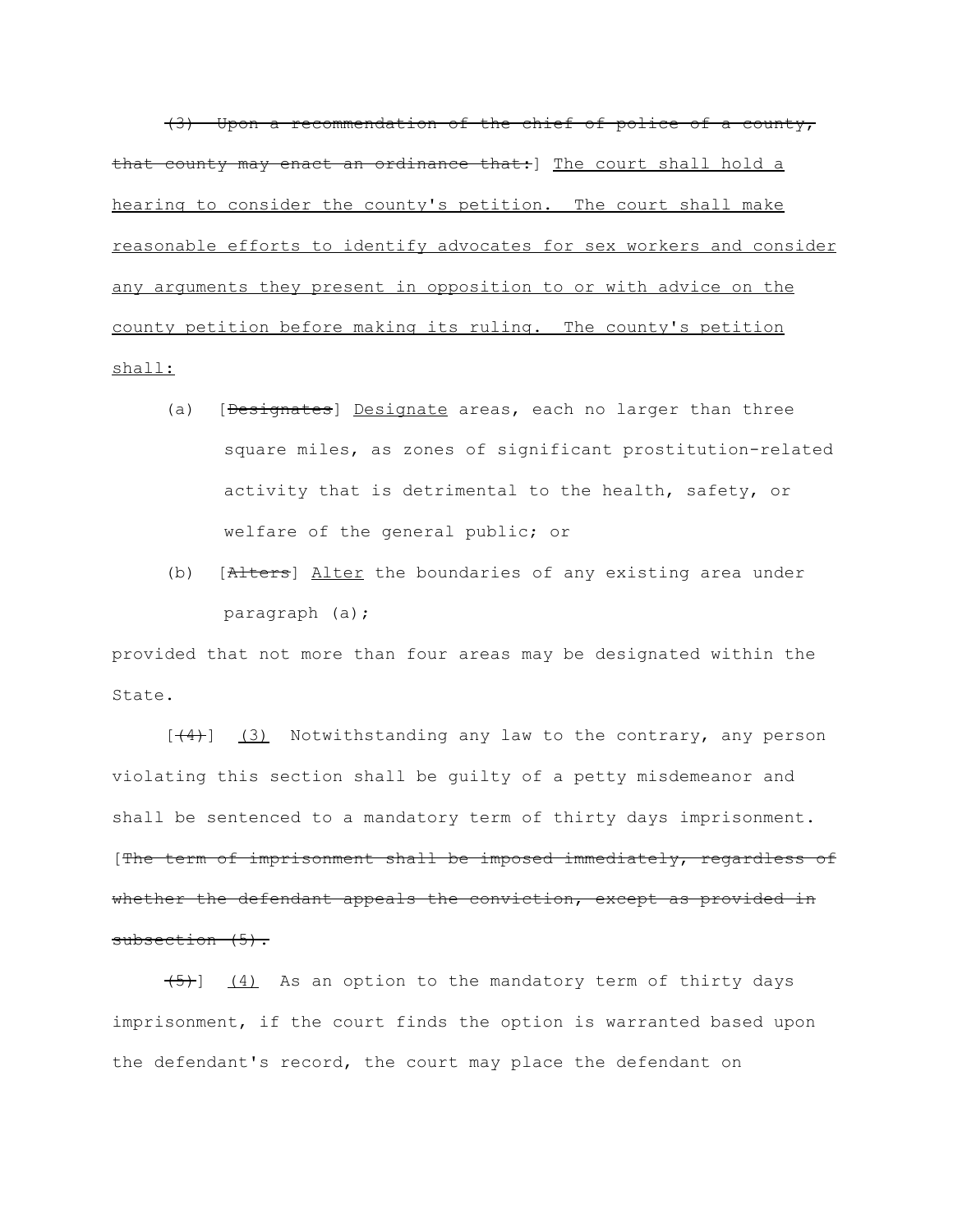~~(3) Upon a recommendation of the chief of police of a county, that county may enact an ordinance that:~~] <u>The court shall hold a hearing to consider the county's petition. The court shall make reasonable efforts to identify advocates for sex workers and consider any arguments they present in opposition to or with advice on the county petition before making its ruling. The county's petition shall:</u>

(a) [~~Designates~~] <u>Designate</u> areas, each no larger than three square miles, as zones of significant prostitution-related activity that is detrimental to the health, safety, or welfare of the general public; or

(b) [~~Alters~~] <u>Alter</u> the boundaries of any existing area under paragraph (a);

provided that not more than four areas may be designated within the State.

[~~(4)~~] <u>(3)</u> Notwithstanding any law to the contrary, any person violating this section shall be guilty of a petty misdemeanor and shall be sentenced to a mandatory term of thirty days imprisonment. [~~The term of imprisonment shall be imposed immediately, regardless of whether the defendant appeals the conviction, except as provided in subsection (5).~~

~~(5)~~] <u>(4)</u> As an option to the mandatory term of thirty days imprisonment, if the court finds the option is warranted based upon the defendant's record, the court may place the defendant on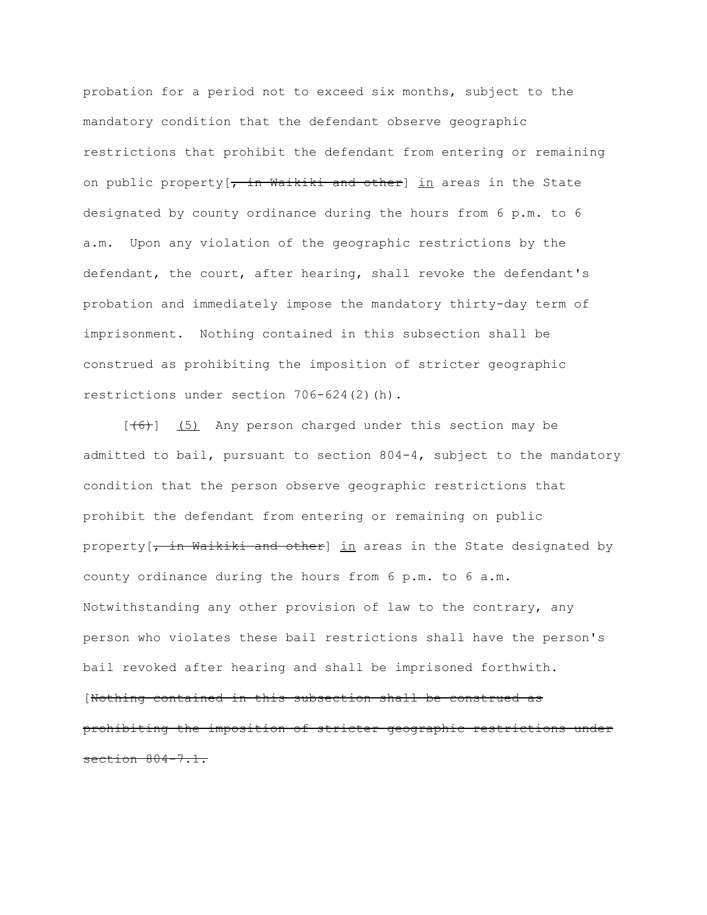probation for a period not to exceed six months, subject to the mandatory condition that the defendant observe geographic restrictions that prohibit the defendant from entering or remaining on public property[~~, in Waikiki and other~~] <u>in</u> areas in the State designated by county ordinance during the hours from 6 p.m. to 6 a.m. Upon any violation of the geographic restrictions by the defendant, the court, after hearing, shall revoke the defendant's probation and immediately impose the mandatory thirty-day term of imprisonment. Nothing contained in this subsection shall be construed as prohibiting the imposition of stricter geographic restrictions under section 706-624(2)(h).

[~~(6)~~] <u>(5)</u> Any person charged under this section may be admitted to bail, pursuant to section 804-4, subject to the mandatory condition that the person observe geographic restrictions that prohibit the defendant from entering or remaining on public property[~~, in Waikiki and other~~] <u>in</u> areas in the State designated by county ordinance during the hours from 6 p.m. to 6 a.m. Notwithstanding any other provision of law to the contrary, any person who violates these bail restrictions shall have the person's bail revoked after hearing and shall be imprisoned forthwith. [~~Nothing contained in this subsection shall be construed as prohibiting the imposition of stricter geographic restrictions under section 804-7.1.~~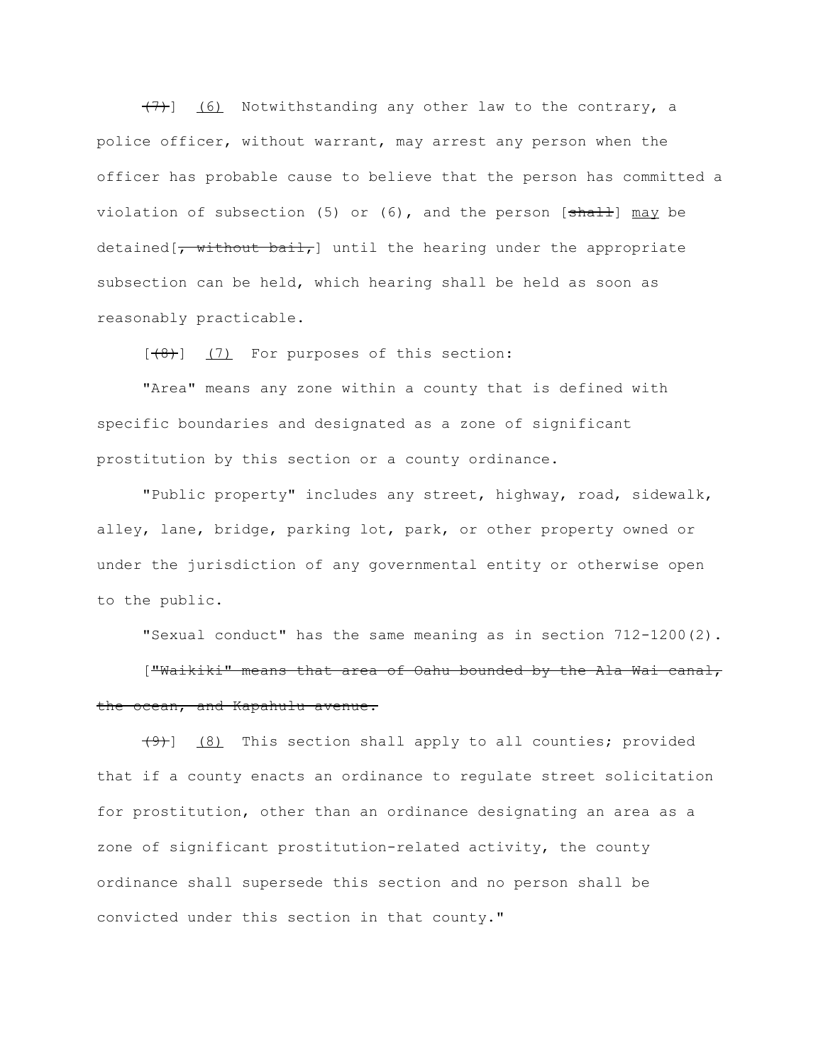~~(7)~~] (6) Notwithstanding any other law to the contrary, a police officer, without warrant, may arrest any person when the officer has probable cause to believe that the person has committed a violation of subsection (5) or (6), and the person [~~shall~~] may be detained[~~, without bail,~~] until the hearing under the appropriate subsection can be held, which hearing shall be held as soon as reasonably practicable.

[~~(8)~~] (7) For purposes of this section:

"Area" means any zone within a county that is defined with specific boundaries and designated as a zone of significant prostitution by this section or a county ordinance.

"Public property" includes any street, highway, road, sidewalk, alley, lane, bridge, parking lot, park, or other property owned or under the jurisdiction of any governmental entity or otherwise open to the public.

"Sexual conduct" has the same meaning as in section 712-1200(2).

[~~"Waikiki" means that area of Oahu bounded by the Ala Wai canal, the ocean, and Kapahulu avenue.~~

~~(9)~~] (8) This section shall apply to all counties; provided that if a county enacts an ordinance to regulate street solicitation for prostitution, other than an ordinance designating an area as a zone of significant prostitution-related activity, the county ordinance shall supersede this section and no person shall be convicted under this section in that county."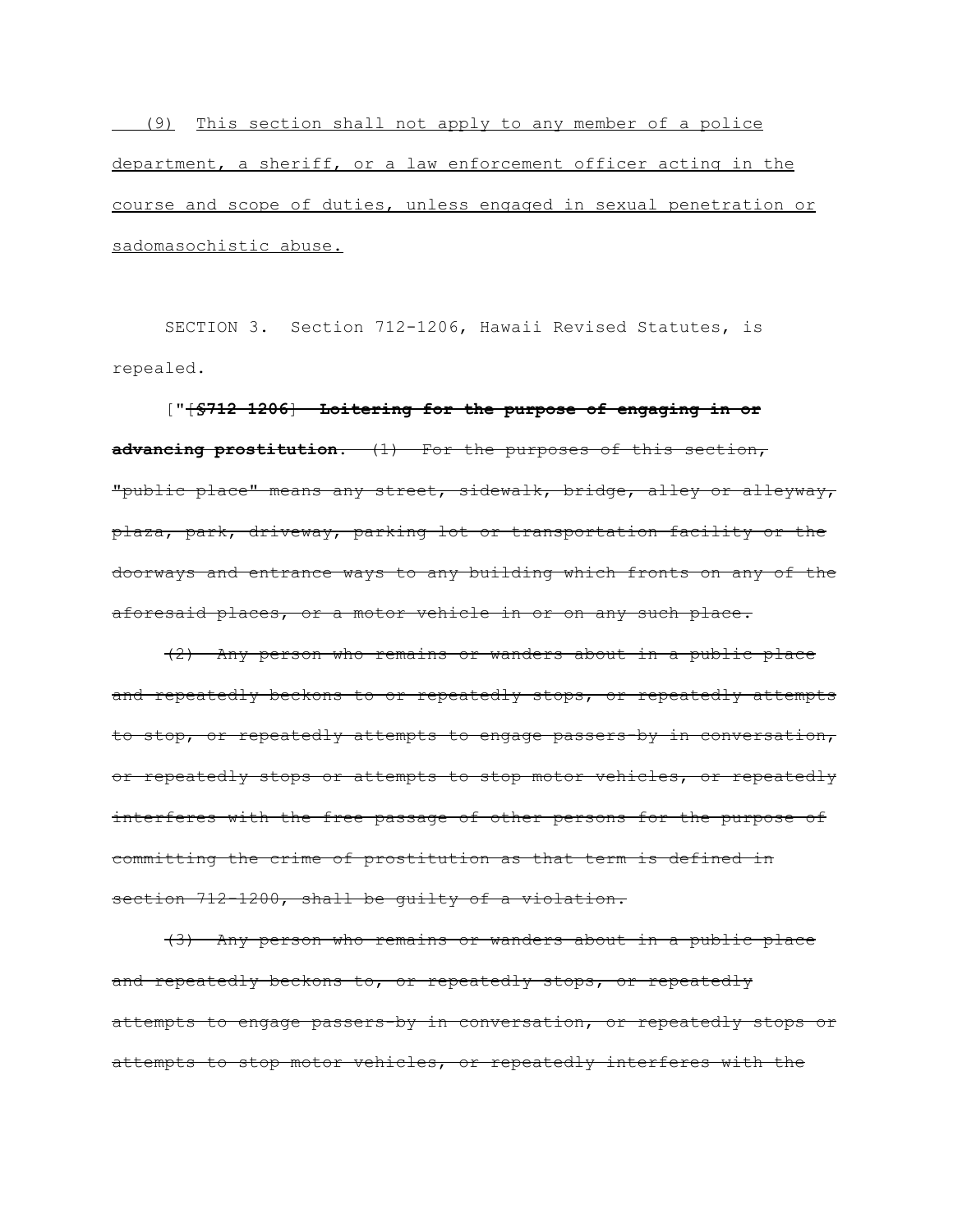<u>(9) This section shall not apply to any member of a police department, a sheriff, or a law enforcement officer acting in the course and scope of duties, unless engaged in sexual penetration or sadomasochistic abuse.</u>

SECTION 3. Section 712-1206, Hawaii Revised Statutes, is repealed.

["~~[§712-1206]~~ ~~**Loitering for the purpose of engaging in or advancing prostitution.**~~ ~~(1) For the purposes of this section, "public place" means any street, sidewalk, bridge, alley or alleyway, plaza, park, driveway, parking lot or transportation facility or the doorways and entrance ways to any building which fronts on any of the aforesaid places, or a motor vehicle in or on any such place.~~

~~(2) Any person who remains or wanders about in a public place and repeatedly beckons to or repeatedly stops, or repeatedly attempts to stop, or repeatedly attempts to engage passers-by in conversation, or repeatedly stops or attempts to stop motor vehicles, or repeatedly interferes with the free passage of other persons for the purpose of committing the crime of prostitution as that term is defined in section 712-1200, shall be guilty of a violation.~~

~~(3) Any person who remains or wanders about in a public place and repeatedly beckons to, or repeatedly stops, or repeatedly attempts to engage passers-by in conversation, or repeatedly stops or attempts to stop motor vehicles, or repeatedly interferes with the~~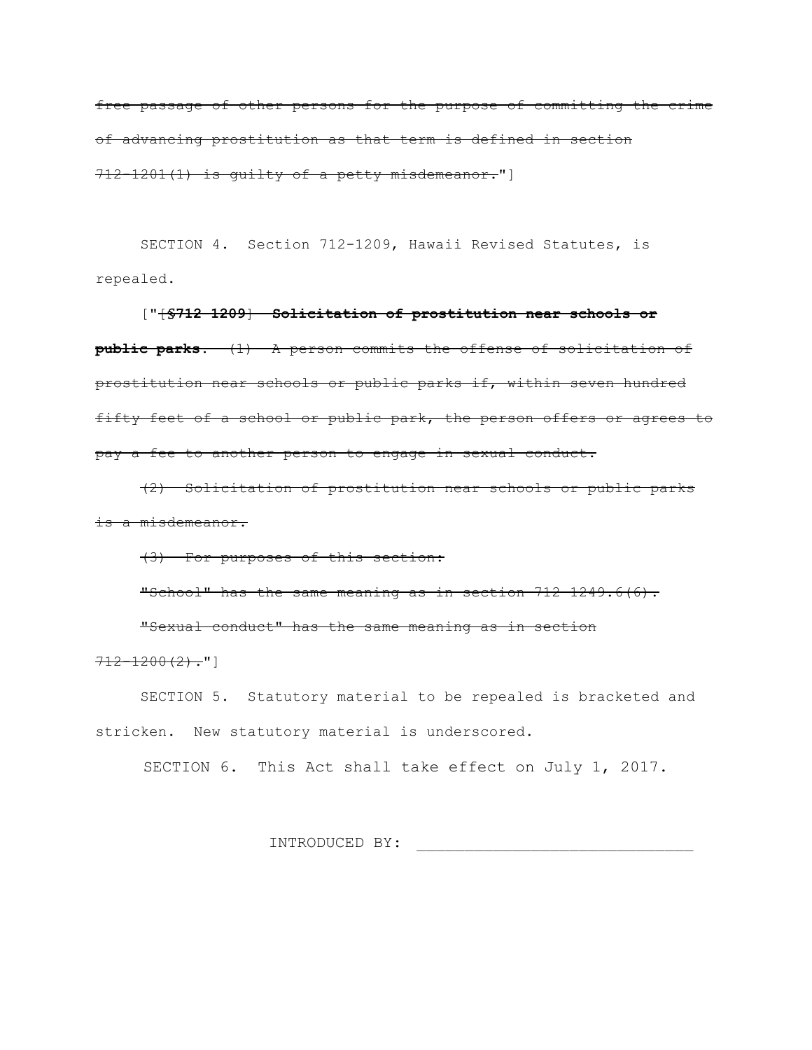~~free passage of other persons for the purpose of committing the crime of advancing prostitution as that term is defined in section 712-1201(1) is guilty of a petty misdemeanor.~~"]

SECTION 4. Section 712-1209, Hawaii Revised Statutes, is repealed.

["~~[§712-1209] **Solicitation of prostitution near schools or public parks.** (1) A person commits the offense of solicitation of prostitution near schools or public parks if, within seven hundred fifty feet of a school or public park, the person offers or agrees to pay a fee to another person to engage in sexual conduct.~~

~~(2) Solicitation of prostitution near schools or public parks is a misdemeanor.~~

~~(3) For purposes of this section:~~

~~"School" has the same meaning as in section 712-1249.6(6).~~

~~"Sexual conduct" has the same meaning as in section 712-1200(2).~~"]

SECTION 5. Statutory material to be repealed is bracketed and stricken. New statutory material is underscored.

SECTION 6. This Act shall take effect on July 1, 2017.

INTRODUCED BY: _____________________________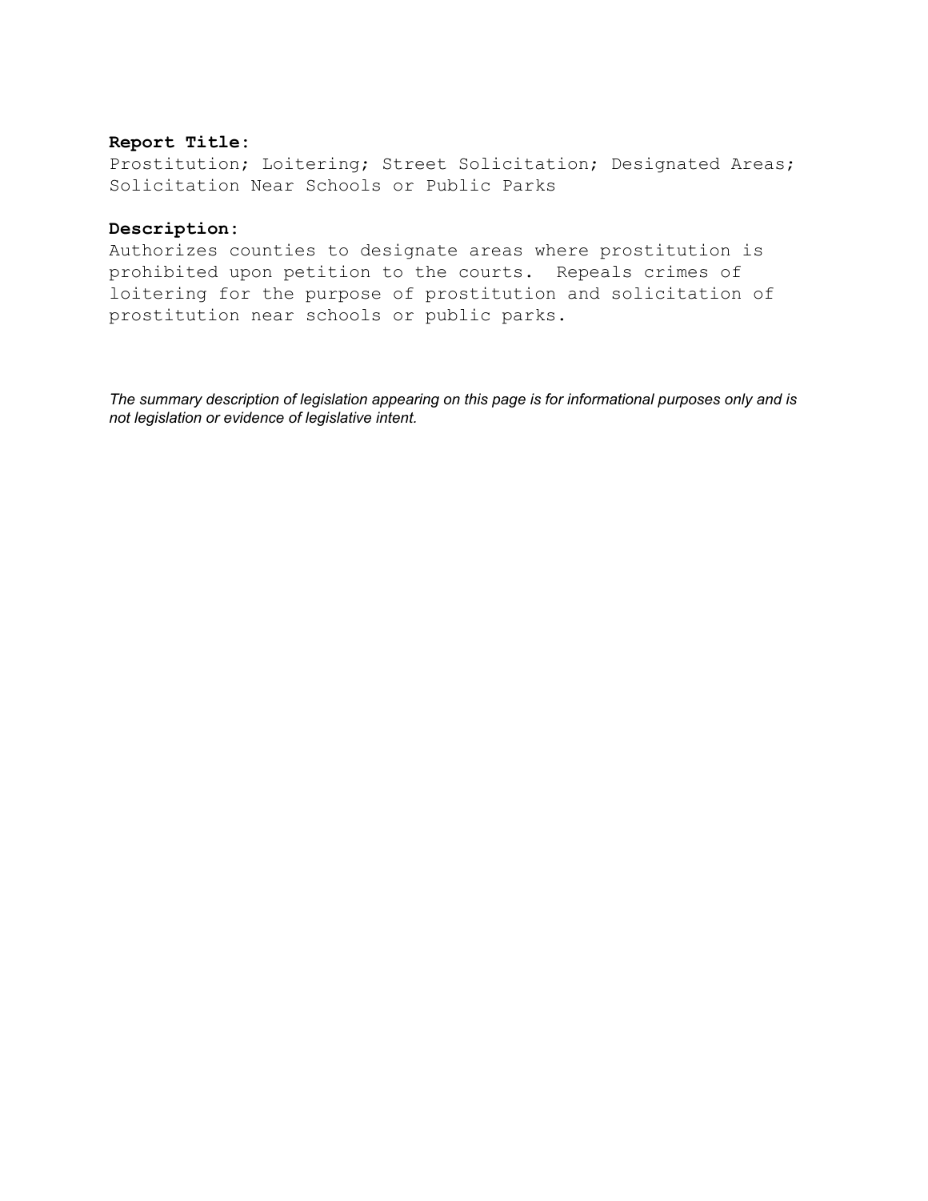**Report Title:**

Prostitution; Loitering; Street Solicitation; Designated Areas; Solicitation Near Schools or Public Parks

**Description:**

Authorizes counties to designate areas where prostitution is prohibited upon petition to the courts.  Repeals crimes of loitering for the purpose of prostitution and solicitation of prostitution near schools or public parks.

*The summary description of legislation appearing on this page is for informational purposes only and is not legislation or evidence of legislative intent.*